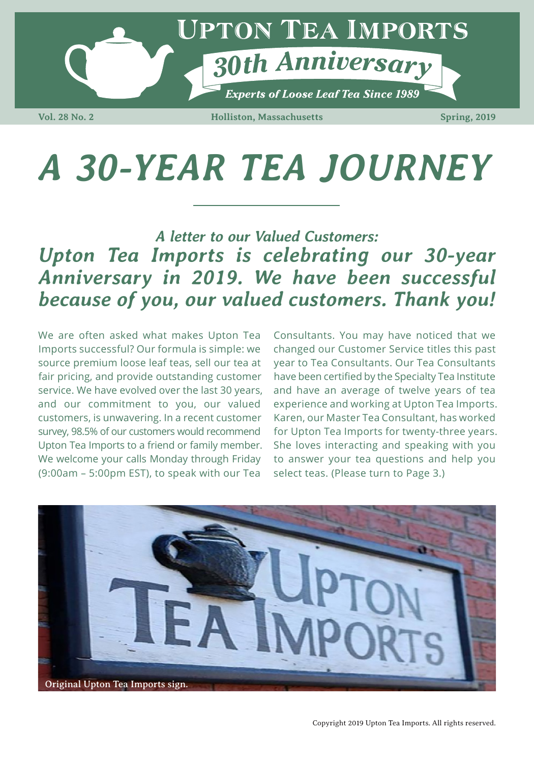# Upton Tea Imports

## 30th Anniversary

*Experts of Loose Leaf Tea Since 1989*

**Vol. 28 No. 2** **Holliston, Massachusetts** **Spring, 2019**

# *A 30-YEAR TEA JOURNEY*

### *A letter to our Valued Customers:*

## *Upton Tea Imports is celebrating our 30-year Anniversary in 2019. We have been successful because of you, our valued customers. Thank you!*

We are often asked what makes Upton Tea Imports successful? Our formula is simple: we source premium loose leaf teas, sell our tea at fair pricing, and provide outstanding customer service. We have evolved over the last 30 years, and our commitment to you, our valued customers, is unwavering. In a recent customer survey, 98.5% of our customers would recommend Upton Tea Imports to a friend or family member. We welcome your calls Monday through Friday (9:00am – 5:00pm EST), to speak with our Tea Consultants. You may have noticed that we changed our Customer Service titles this past year to Tea Consultants. Our Tea Consultants have been certified by the Specialty Tea Institute and have an average of twelve years of tea experience and working at Upton Tea Imports. Karen, our Master Tea Consultant, has worked for Upton Tea Imports for twenty-three years. She loves interacting and speaking with you to answer your tea questions and help you select teas. (Please turn to Page 3.)

Original Upton Tea Imports sign.

Copyright 2019 Upton Tea Imports. All rights reserved.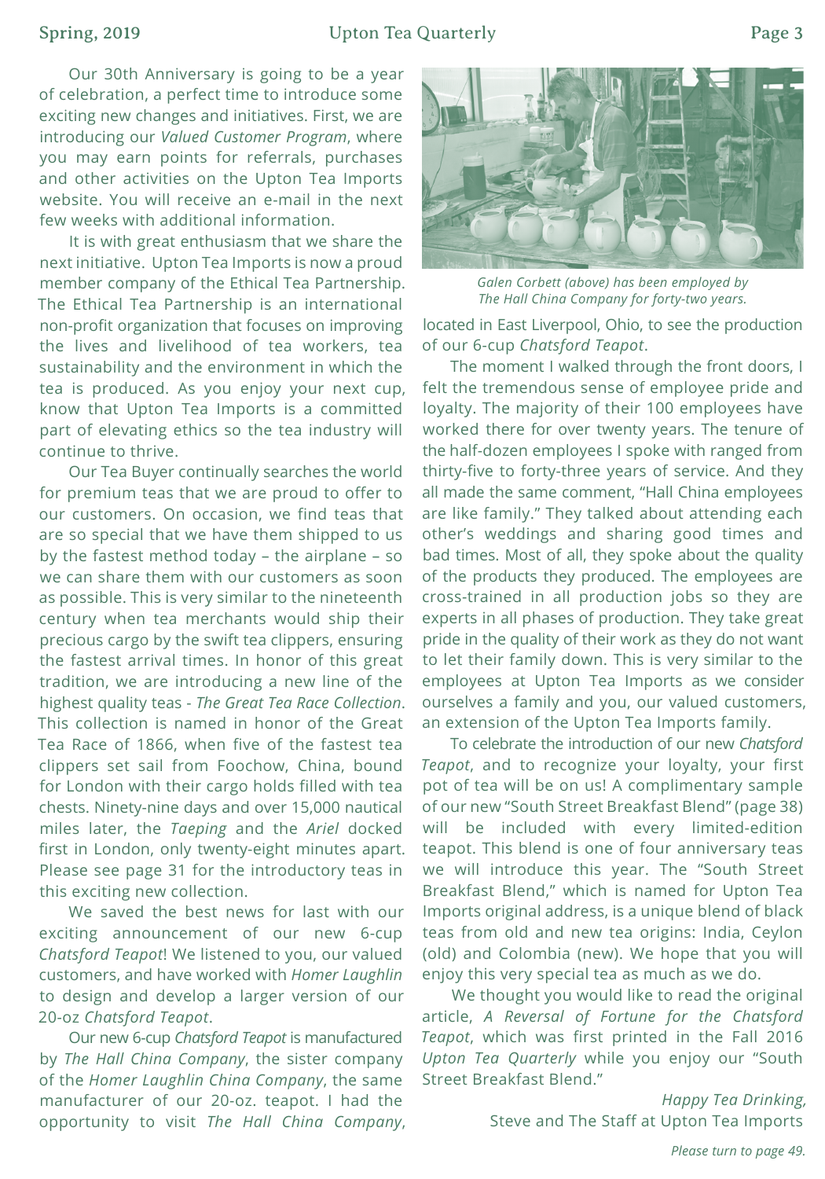Our 30th Anniversary is going to be a year of celebration, a perfect time to introduce some exciting new changes and initiatives. First, we are introducing our *Valued Customer Program*, where you may earn points for referrals, purchases and other activities on the Upton Tea Imports website. You will receive an e-mail in the next few weeks with additional information.

It is with great enthusiasm that we share the next initiative. Upton Tea Imports is now a proud member company of the Ethical Tea Partnership. The Ethical Tea Partnership is an international non-profit organization that focuses on improving the lives and livelihood of tea workers, tea sustainability and the environment in which the tea is produced. As you enjoy your next cup, know that Upton Tea Imports is a committed part of elevating ethics so the tea industry will continue to thrive.

Our Tea Buyer continually searches the world for premium teas that we are proud to offer to our customers. On occasion, we find teas that are so special that we have them shipped to us by the fastest method today – the airplane – so we can share them with our customers as soon as possible. This is very similar to the nineteenth century when tea merchants would ship their precious cargo by the swift tea clippers, ensuring the fastest arrival times. In honor of this great tradition, we are introducing a new line of the highest quality teas - *The Great Tea Race Collection*. This collection is named in honor of the Great Tea Race of 1866, when five of the fastest tea clippers set sail from Foochow, China, bound for London with their cargo holds filled with tea chests. Ninety-nine days and over 15,000 nautical miles later, the *Taeping* and the *Ariel* docked first in London, only twenty-eight minutes apart. Please see page 31 for the introductory teas in this exciting new collection.

We saved the best news for last with our exciting announcement of our new 6-cup *Chatsford Teapot*! We listened to you, our valued customers, and have worked with *Homer Laughlin* to design and develop a larger version of our 20-oz *Chatsford Teapot*.

Our new 6-cup *Chatsford Teapot* is manufactured by *The Hall China Company*, the sister company of the *Homer Laughlin China Company*, the same manufacturer of our 20-oz. teapot. I had the opportunity to visit *The Hall China Company*, located in East Liverpool, Ohio, to see the production of our 6-cup *Chatsford Teapot*.

*Galen Corbett (above) has been employed by The Hall China Company for forty-two years.*

The moment I walked through the front doors, I felt the tremendous sense of employee pride and loyalty. The majority of their 100 employees have worked there for over twenty years. The tenure of the half-dozen employees I spoke with ranged from thirty-five to forty-three years of service. And they all made the same comment, "Hall China employees are like family." They talked about attending each other's weddings and sharing good times and bad times. Most of all, they spoke about the quality of the products they produced. The employees are cross-trained in all production jobs so they are experts in all phases of production. They take great pride in the quality of their work as they do not want to let their family down. This is very similar to the employees at Upton Tea Imports as we consider ourselves a family and you, our valued customers, an extension of the Upton Tea Imports family.

To celebrate the introduction of our new *Chatsford Teapot*, and to recognize your loyalty, your first pot of tea will be on us! A complimentary sample of our new "South Street Breakfast Blend" (page 38) will be included with every limited-edition teapot. This blend is one of four anniversary teas we will introduce this year. The "South Street Breakfast Blend," which is named for Upton Tea Imports original address, is a unique blend of black teas from old and new tea origins: India, Ceylon (old) and Colombia (new). We hope that you will enjoy this very special tea as much as we do.

We thought you would like to read the original article, *A Reversal of Fortune for the Chatsford Teapot*, which was first printed in the Fall 2016 *Upton Tea Quarterly* while you enjoy our "South Street Breakfast Blend."

*Happy Tea Drinking,*
Steve and The Staff at Upton Tea Imports

*Please turn to page 49.*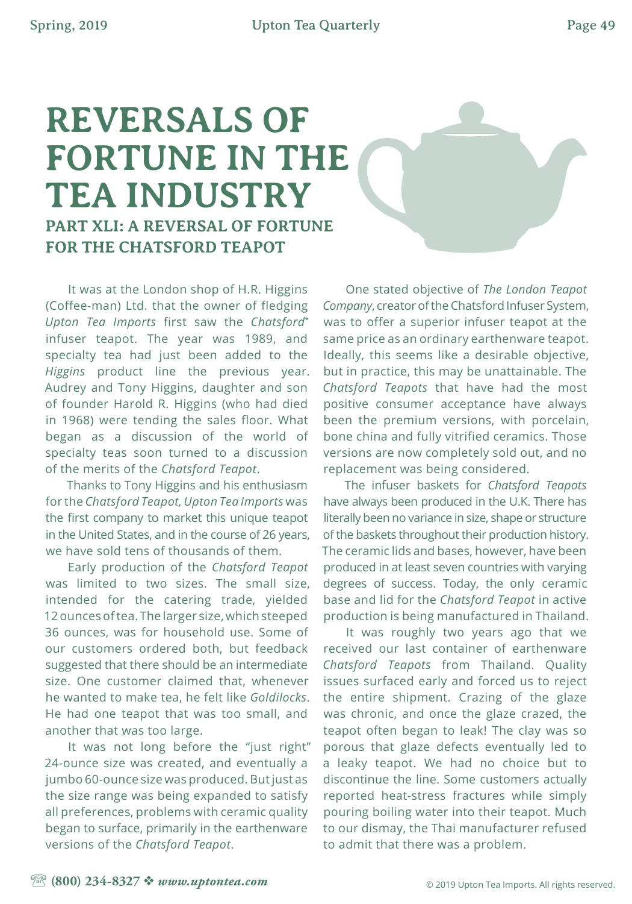# REVERSALS OF FORTUNE IN THE TEA INDUSTRY

## PART XLI: A REVERSAL OF FORTUNE FOR THE CHATSFORD TEAPOT

It was at the London shop of H.R. Higgins (Coffee-man) Ltd. that the owner of fledging *Upton Tea Imports* first saw the *Chatsford*\* infuser teapot. The year was 1989, and specialty tea had just been added to the *Higgins* product line the previous year. Audrey and Tony Higgins, daughter and son of founder Harold R. Higgins (who had died in 1968) were tending the sales floor. What began as a discussion of the world of specialty teas soon turned to a discussion of the merits of the *Chatsford Teapot*.

Thanks to Tony Higgins and his enthusiasm for the *Chatsford Teapot, Upton Tea Imports* was the first company to market this unique teapot in the United States, and in the course of 26 years, we have sold tens of thousands of them.

Early production of the *Chatsford Teapot* was limited to two sizes. The small size, intended for the catering trade, yielded 12 ounces of tea. The larger size, which steeped 36 ounces, was for household use. Some of our customers ordered both, but feedback suggested that there should be an intermediate size. One customer claimed that, whenever he wanted to make tea, he felt like *Goldilocks*. He had one teapot that was too small, and another that was too large.

It was not long before the "just right" 24-ounce size was created, and eventually a jumbo 60-ounce size was produced. But just as the size range was being expanded to satisfy all preferences, problems with ceramic quality began to surface, primarily in the earthenware versions of the *Chatsford Teapot*.

One stated objective of *The London Teapot Company*, creator of the Chatsford Infuser System, was to offer a superior infuser teapot at the same price as an ordinary earthenware teapot. Ideally, this seems like a desirable objective, but in practice, this may be unattainable. The *Chatsford Teapots* that have had the most positive consumer acceptance have always been the premium versions, with porcelain, bone china and fully vitrified ceramics. Those versions are now completely sold out, and no replacement was being considered.

The infuser baskets for *Chatsford Teapots* have always been produced in the U.K. There has literally been no variance in size, shape or structure of the baskets throughout their production history. The ceramic lids and bases, however, have been produced in at least seven countries with varying degrees of success. Today, the only ceramic base and lid for the *Chatsford Teapot* in active production is being manufactured in Thailand.

It was roughly two years ago that we received our last container of earthenware *Chatsford Teapots* from Thailand. Quality issues surfaced early and forced us to reject the entire shipment. Crazing of the glaze was chronic, and once the glaze crazed, the teapot often began to leak! The clay was so porous that glaze defects eventually led to a leaky teapot. We had no choice but to discontinue the line. Some customers actually reported heat-stress fractures while simply pouring boiling water into their teapot. Much to our dismay, the Thai manufacturer refused to admit that there was a problem.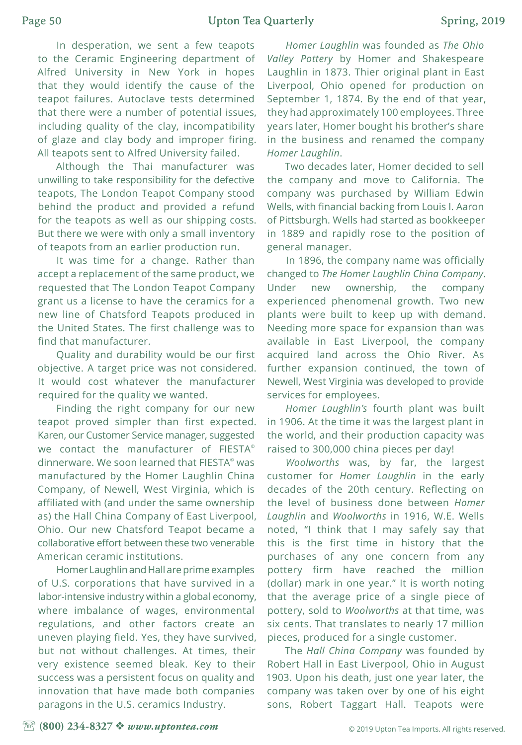In desperation, we sent a few teapots to the Ceramic Engineering department of Alfred University in New York in hopes that they would identify the cause of the teapot failures. Autoclave tests determined that there were a number of potential issues, including quality of the clay, incompatibility of glaze and clay body and improper firing. All teapots sent to Alfred University failed.

Although the Thai manufacturer was unwilling to take responsibility for the defective teapots, The London Teapot Company stood behind the product and provided a refund for the teapots as well as our shipping costs. But there we were with only a small inventory of teapots from an earlier production run.

It was time for a change. Rather than accept a replacement of the same product, we requested that The London Teapot Company grant us a license to have the ceramics for a new line of Chatsford Teapots produced in the United States. The first challenge was to find that manufacturer.

Quality and durability would be our first objective. A target price was not considered. It would cost whatever the manufacturer required for the quality we wanted.

Finding the right company for our new teapot proved simpler than first expected. Karen, our Customer Service manager, suggested we contact the manufacturer of FIESTA© dinnerware. We soon learned that FIESTA© was manufactured by the Homer Laughlin China Company, of Newell, West Virginia, which is affiliated with (and under the same ownership as) the Hall China Company of East Liverpool, Ohio. Our new Chatsford Teapot became a collaborative effort between these two venerable American ceramic institutions.

Homer Laughlin and Hall are prime examples of U.S. corporations that have survived in a labor-intensive industry within a global economy, where imbalance of wages, environmental regulations, and other factors create an uneven playing field. Yes, they have survived, but not without challenges. At times, their very existence seemed bleak. Key to their success was a persistent focus on quality and innovation that have made both companies paragons in the U.S. ceramics Industry.

*Homer Laughlin* was founded as *The Ohio Valley Pottery* by Homer and Shakespeare Laughlin in 1873. Thier original plant in East Liverpool, Ohio opened for production on September 1, 1874. By the end of that year, they had approximately 100 employees. Three years later, Homer bought his brother's share in the business and renamed the company *Homer Laughlin*.

Two decades later, Homer decided to sell the company and move to California. The company was purchased by William Edwin Wells, with financial backing from Louis I. Aaron of Pittsburgh. Wells had started as bookkeeper in 1889 and rapidly rose to the position of general manager.

In 1896, the company name was officially changed to *The Homer Laughlin China Company*. Under new ownership, the company experienced phenomenal growth. Two new plants were built to keep up with demand. Needing more space for expansion than was available in East Liverpool, the company acquired land across the Ohio River. As further expansion continued, the town of Newell, West Virginia was developed to provide services for employees.

*Homer Laughlin's* fourth plant was built in 1906. At the time it was the largest plant in the world, and their production capacity was raised to 300,000 china pieces per day!

*Woolworths* was, by far, the largest customer for *Homer Laughlin* in the early decades of the 20th century. Reflecting on the level of business done between *Homer Laughlin* and *Woolworths* in 1916, W.E. Wells noted, "I think that I may safely say that this is the first time in history that the purchases of any one concern from any pottery firm have reached the million (dollar) mark in one year." It is worth noting that the average price of a single piece of pottery, sold to *Woolworths* at that time, was six cents. That translates to nearly 17 million pieces, produced for a single customer.

The *Hall China Company* was founded by Robert Hall in East Liverpool, Ohio in August 1903. Upon his death, just one year later, the company was taken over by one of his eight sons, Robert Taggart Hall. Teapots were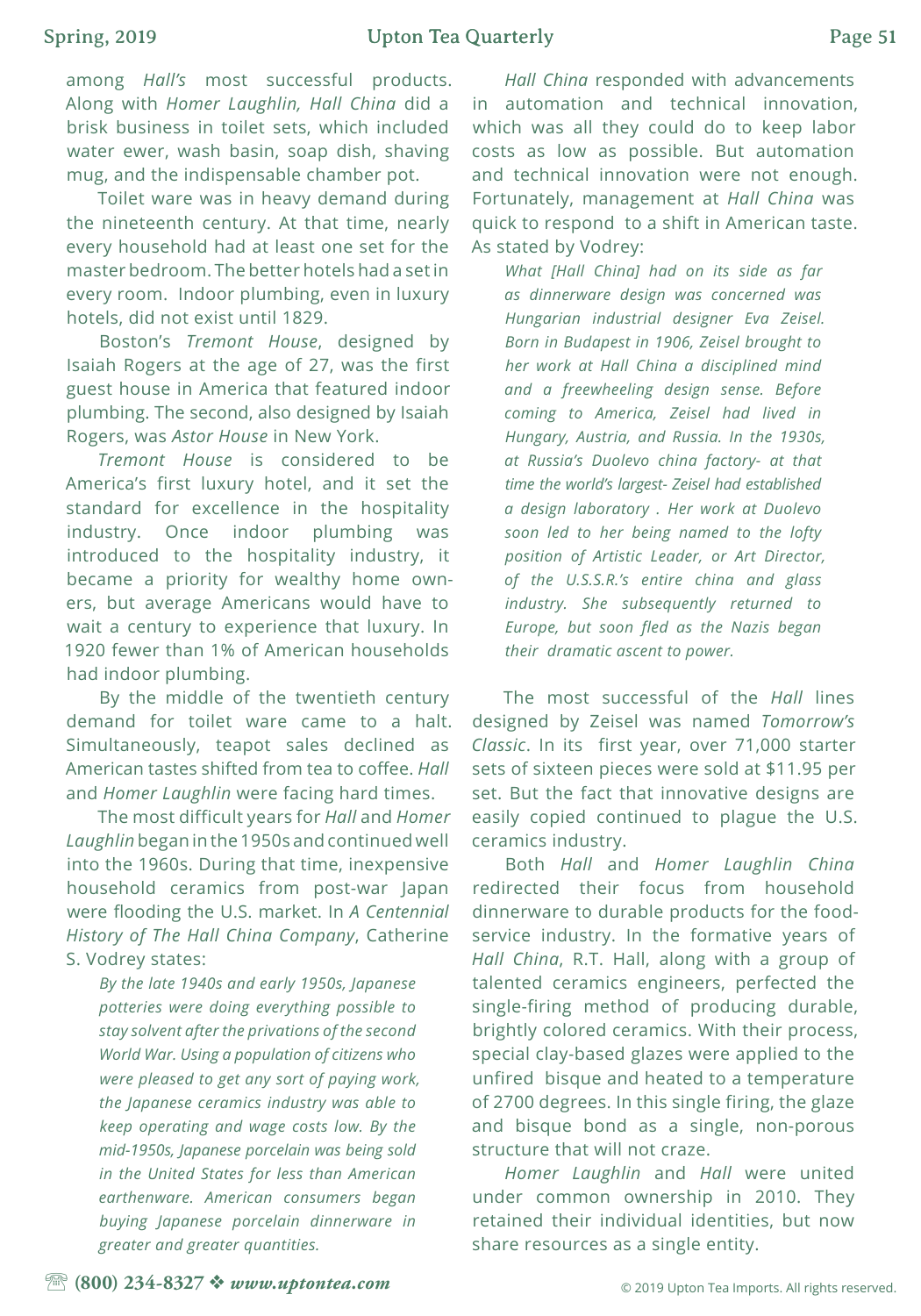among *Hall's* most successful products. Along with *Homer Laughlin, Hall China* did a brisk business in toilet sets, which included water ewer, wash basin, soap dish, shaving mug, and the indispensable chamber pot.

Toilet ware was in heavy demand during the nineteenth century. At that time, nearly every household had at least one set for the master bedroom. The better hotels had a set in every room. Indoor plumbing, even in luxury hotels, did not exist until 1829.

Boston's *Tremont House*, designed by Isaiah Rogers at the age of 27, was the first guest house in America that featured indoor plumbing. The second, also designed by Isaiah Rogers, was *Astor House* in New York.

*Tremont House* is considered to be America's first luxury hotel, and it set the standard for excellence in the hospitality industry. Once indoor plumbing was introduced to the hospitality industry, it became a priority for wealthy home owners, but average Americans would have to wait a century to experience that luxury. In 1920 fewer than 1% of American households had indoor plumbing.

By the middle of the twentieth century demand for toilet ware came to a halt. Simultaneously, teapot sales declined as American tastes shifted from tea to coffee. *Hall* and *Homer Laughlin* were facing hard times.

The most difficult years for *Hall* and *Homer Laughlin* began in the 1950s and continued well into the 1960s. During that time, inexpensive household ceramics from post-war Japan were flooding the U.S. market. In *A Centennial History of The Hall China Company*, Catherine S. Vodrey states:

> *By the late 1940s and early 1950s, Japanese potteries were doing everything possible to stay solvent after the privations of the second World War. Using a population of citizens who were pleased to get any sort of paying work, the Japanese ceramics industry was able to keep operating and wage costs low. By the mid-1950s, Japanese porcelain was being sold in the United States for less than American earthenware. American consumers began buying Japanese porcelain dinnerware in greater and greater quantities.*

*Hall China* responded with advancements in automation and technical innovation, which was all they could do to keep labor costs as low as possible. But automation and technical innovation were not enough. Fortunately, management at *Hall China* was quick to respond to a shift in American taste. As stated by Vodrey:

> *What [Hall China] had on its side as far as dinnerware design was concerned was Hungarian industrial designer Eva Zeisel. Born in Budapest in 1906, Zeisel brought to her work at Hall China a disciplined mind and a freewheeling design sense. Before coming to America, Zeisel had lived in Hungary, Austria, and Russia. In the 1930s, at Russia's Duolevo china factory- at that time the world's largest- Zeisel had established a design laboratory . Her work at Duolevo soon led to her being named to the lofty position of Artistic Leader, or Art Director, of the U.S.S.R.'s entire china and glass industry. She subsequently returned to Europe, but soon fled as the Nazis began their dramatic ascent to power.*

The most successful of the *Hall* lines designed by Zeisel was named *Tomorrow's Classic*. In its first year, over 71,000 starter sets of sixteen pieces were sold at $11.95 per set. But the fact that innovative designs are easily copied continued to plague the U.S. ceramics industry.

Both *Hall* and *Homer Laughlin China* redirected their focus from household dinnerware to durable products for the food-service industry. In the formative years of *Hall China*, R.T. Hall, along with a group of talented ceramics engineers, perfected the single-firing method of producing durable, brightly colored ceramics. With their process, special clay-based glazes were applied to the unfired bisque and heated to a temperature of 2700 degrees. In this single firing, the glaze and bisque bond as a single, non-porous structure that will not craze.

*Homer Laughlin* and *Hall* were united under common ownership in 2010. They retained their individual identities, but now share resources as a single entity.